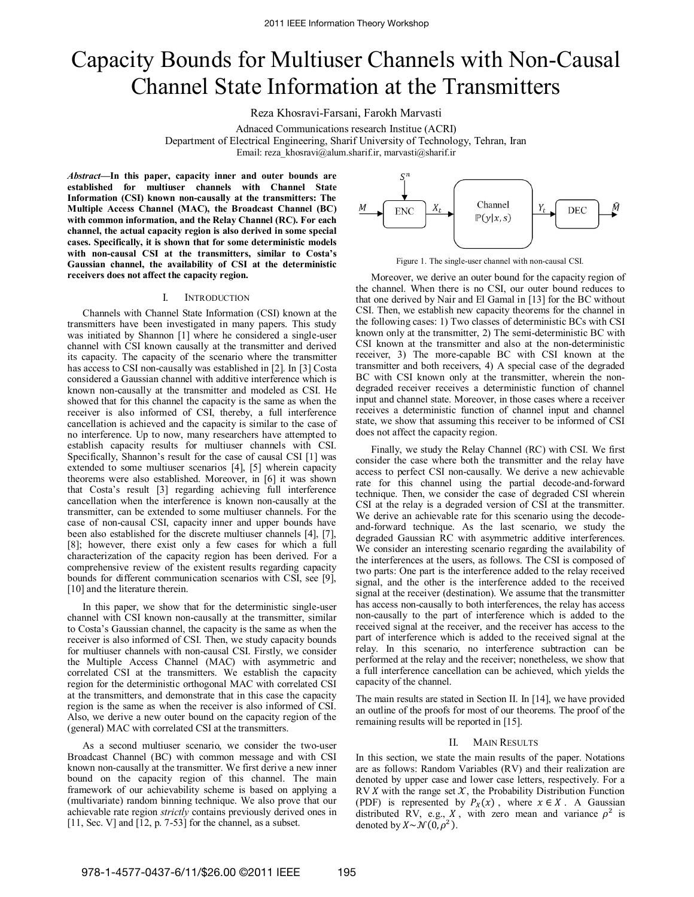# Capacity Bounds for Multiuser Channels with Non-Causal Channel State Information at the Transmitters

Reza Khosravi-Farsani, Farokh Marvasti

Adnaced Communications research Institue (ACRI)
Department of Electrical Engineering, Sharif University of Technology, Tehran, Iran
Email: reza_khosravi@alum.sharif.ir, marvasti@sharif.ir

***Abstract*—In this paper, capacity inner and outer bounds are established for multiuser channels with Channel State Information (CSI) known non-causally at the transmitters: The Multiple Access Channel (MAC), the Broadcast Channel (BC) with common information, and the Relay Channel (RC). For each channel, the actual capacity region is also derived in some special cases. Specifically, it is shown that for some deterministic models with non-causal CSI at the transmitters, similar to Costa's Gaussian channel, the availability of CSI at the deterministic receivers does not affect the capacity region.**

## I. Introduction

Channels with Channel State Information (CSI) known at the transmitters have been investigated in many papers. This study was initiated by Shannon [1] where he considered a single-user channel with CSI known causally at the transmitter and derived its capacity. The capacity of the scenario where the transmitter has access to CSI non-causally was established in [2]. In [3] Costa considered a Gaussian channel with additive interference which is known non-causally at the transmitter and modeled as CSI. He showed that for this channel the capacity is the same as when the receiver is also informed of CSI, thereby, a full interference cancellation is achieved and the capacity is similar to the case of no interference. Up to now, many researchers have attempted to establish capacity results for multiuser channels with CSI. Specifically, Shannon's result for the case of causal CSI [1] was extended to some multiuser scenarios [4], [5] wherein capacity theorems were also established. Moreover, in [6] it was shown that Costa's result [3] regarding achieving full interference cancellation when the interference is known non-causally at the transmitter, can be extended to some multiuser channels. For the case of non-causal CSI, capacity inner and upper bounds have been also established for the discrete multiuser channels [4], [7], [8]; however, there exist only a few cases for which a full characterization of the capacity region has been derived. For a comprehensive review of the existent results regarding capacity bounds for different communication scenarios with CSI, see [9], [10] and the literature therein.

In this paper, we show that for the deterministic single-user channel with CSI known non-causally at the transmitter, similar to Costa's Gaussian channel, the capacity is the same as when the receiver is also informed of CSI. Then, we study capacity bounds for multiuser channels with non-causal CSI. Firstly, we consider the Multiple Access Channel (MAC) with asymmetric and correlated CSI at the transmitters. We establish the capacity region for the deterministic orthogonal MAC with correlated CSI at the transmitters, and demonstrate that in this case the capacity region is the same as when the receiver is also informed of CSI. Also, we derive a new outer bound on the capacity region of the (general) MAC with correlated CSI at the transmitters.

As a second multiuser scenario, we consider the two-user Broadcast Channel (BC) with common message and with CSI known non-causally at the transmitter. We first derive a new inner bound on the capacity region of this channel. The main framework of our achievability scheme is based on applying a (multivariate) random binning technique. We also prove that our achievable rate region *strictly* contains previously derived ones in [11, Sec. V] and [12, p. 7-53] for the channel, as a subset.

$S^n$
$M$ ENC $X_t$ Channel $\mathbb{P}(y|x,s)$ $Y_t$ DEC $\hat{M}$

Figure 1. The single-user channel with non-causal CSI.

Moreover, we derive an outer bound for the capacity region of the channel. When there is no CSI, our outer bound reduces to that one derived by Nair and El Gamal in [13] for the BC without CSI. Then, we establish new capacity theorems for the channel in the following cases: 1) Two classes of deterministic BCs with CSI known only at the transmitter, 2) The semi-deterministic BC with CSI known at the transmitter and also at the non-deterministic receiver, 3) The more-capable BC with CSI known at the transmitter and both receivers, 4) A special case of the degraded BC with CSI known only at the transmitter, wherein the non-degraded receiver receives a deterministic function of channel input and channel state. Moreover, in those cases where a receiver receives a deterministic function of channel input and channel state, we show that assuming this receiver to be informed of CSI does not affect the capacity region.

Finally, we study the Relay Channel (RC) with CSI. We first consider the case where both the transmitter and the relay have access to perfect CSI non-causally. We derive a new achievable rate for this channel using the partial decode-and-forward technique. Then, we consider the case of degraded CSI wherein CSI at the relay is a degraded version of CSI at the transmitter. We derive an achievable rate for this scenario using the decode-and-forward technique. As the last scenario, we study the degraded Gaussian RC with asymmetric additive interferences. We consider an interesting scenario regarding the availability of the interferences at the users, as follows. The CSI is composed of two parts: One part is the interference added to the relay received signal, and the other is the interference added to the received signal at the receiver (destination). We assume that the transmitter has access non-causally to both interferences, the relay has access non-causally to the part of interference which is added to the received signal at the receiver, and the receiver has access to the part of interference which is added to the received signal at the relay. In this scenario, no interference subtraction can be performed at the relay and the receiver; nonetheless, we show that a full interference cancellation can be achieved, which yields the capacity of the channel.

The main results are stated in Section II. In [14], we have provided an outline of the proofs for most of our theorems. The proof of the remaining results will be reported in [15].

## II. Main Results

In this section, we state the main results of the paper. Notations are as follows: Random Variables (RV) and their realization are denoted by upper case and lower case letters, respectively. For a RV $X$ with the range set $\mathcal{X}$, the Probability Distribution Function (PDF) is represented by $P_X(x)$, where $x \in \mathcal{X}$. A Gaussian distributed RV, e.g., $X$, with zero mean and variance $\rho^2$ is denoted by $X \sim \mathcal{N}(0, \rho^2)$.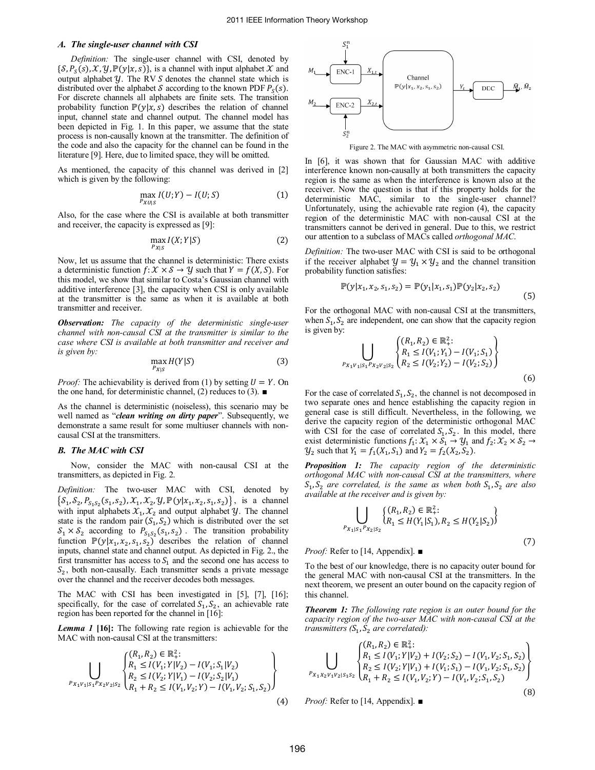### A. The single-user channel with CSI

*Definition:* The single-user channel with CSI, denoted by $\{\mathcal{S}, P_S(s), \mathcal{X}, \mathcal{Y}, \mathbb{P}(y|x,s)\}$, is a channel with input alphabet $\mathcal{X}$ and output alphabet $\mathcal{Y}$. The RV $S$ denotes the channel state which is distributed over the alphabet $\mathcal{S}$ according to the known PDF $P_S(s)$. For discrete channels all alphabets are finite sets. The transition probability function $\mathbb{P}(y|x,s)$ describes the relation of channel input, channel state and channel output. The channel model has been depicted in Fig. 1. In this paper, we assume that the state process is non-causally known at the transmitter. The definition of the code and also the capacity for the channel can be found in the literature [9]. Here, due to limited space, they will be omitted.

As mentioned, the capacity of this channel was derived in [2] which is given by the following:

$$\max_{P_{XU|S}} I(U;Y) - I(U;S) \tag{1}$$

Also, for the case where the CSI is available at both transmitter and receiver, the capacity is expressed as [9]:

$$\max_{P_{X|S}} I(X;Y|S) \tag{2}$$

Now, let us assume that the channel is deterministic: There exists a deterministic function $f: \mathcal{X} \times \mathcal{S} \to \mathcal{Y}$ such that $Y = f(X,S)$. For this model, we show that similar to Costa's Gaussian channel with additive interference [3], the capacity when CSI is only available at the transmitter is the same as when it is available at both transmitter and receiver.

***Observation:*** *The capacity of the deterministic single-user channel with non-causal CSI at the transmitter is similar to the case where CSI is available at both transmitter and receiver and is given by:*

$$\max_{P_{X|S}} H(Y|S) \tag{3}$$

*Proof:* The achievability is derived from (1) by setting $U = Y$. On the one hand, for deterministic channel, (2) reduces to (3). ■

As the channel is deterministic (noiseless), this scenario may be well named as "***clean writing on dirty paper***". Subsequently, we demonstrate a same result for some multiuser channels with non-causal CSI at the transmitters.

### B. The MAC with CSI

Now, consider the MAC with non-causal CSI at the transmitters, as depicted in Fig. 2.

*Definition:* The two-user MAC with CSI, denoted by $\{\mathcal{S}_1, \mathcal{S}_2, P_{S_1S_2}(s_1,s_2), \mathcal{X}_1, \mathcal{X}_2, \mathcal{Y}, \mathbb{P}(y|x_1,x_2,s_1,s_2)\}$, is a channel with input alphabets $\mathcal{X}_1, \mathcal{X}_2$ and output alphabet $\mathcal{Y}$. The channel state is the random pair $(S_1, S_2)$ which is distributed over the set $\mathcal{S}_1 \times \mathcal{S}_2$ according to $P_{S_1S_2}(s_1,s_2)$. The transition probability function $\mathbb{P}(y|x_1,x_2,s_1,s_2)$ describes the relation of channel inputs, channel state and channel output. As depicted in Fig. 2., the first transmitter has access to $S_1$ and the second one has access to $S_2$, both non-causally. Each transmitter sends a private message over the channel and the receiver decodes both messages.

The MAC with CSI has been investigated in [5], [7], [16]; specifically, for the case of correlated $S_1, S_2$, an achievable rate region has been reported for the channel in [16]:

***Lemma 1*** **[16]:** The following rate region is achievable for the MAC with non-causal CSI at the transmitters:

$$\bigcup_{P_{X_1V_1|S_1}P_{X_2V_2|S_2}} \left\{ \begin{aligned} &(R_1,R_2) \in \mathbb{R}_+^2: \\ &R_1 \le I(V_1;Y|V_2) - I(V_1;S_1|V_2) \\ &R_2 \le I(V_2;Y|V_1) - I(V_2;S_2|V_1) \\ &R_1 + R_2 \le I(V_1,V_2;Y) - I(V_1,V_2;S_1,S_2) \end{aligned} \right\} \tag{4}$$

Figure 2. The MAC with asymmetric non-causal CSI.

In [6], it was shown that for Gaussian MAC with additive interference known non-causally at both transmitters the capacity region is the same as when the interference is known also at the receiver. Now the question is that if this property holds for the deterministic MAC, similar to the single-user channel? Unfortunately, using the achievable rate region (4), the capacity region of the deterministic MAC with non-causal CSI at the transmitters cannot be derived in general. Due to this, we restrict our attention to a subclass of MACs called *orthogonal MAC*.

*Definition:* The two-user MAC with CSI is said to be orthogonal if the receiver alphabet $\mathcal{Y} = \mathcal{Y}_1 \times \mathcal{Y}_2$ and the channel transition probability function satisfies:

$$\mathbb{P}(y|x_1,x_2,s_1,s_2) = \mathbb{P}(y_1|x_1,s_1)\mathbb{P}(y_2|x_2,s_2) \tag{5}$$

For the orthogonal MAC with non-causal CSI at the transmitters, when $S_1, S_2$ are independent, one can show that the capacity region is given by:

$$\bigcup_{P_{X_1V_1|S_1}P_{X_2V_2|S_2}} \left\{ \begin{aligned} &(R_1,R_2) \in \mathbb{R}_+^2: \\ &R_1 \le I(V_1;Y_1) - I(V_1;S_1) \\ &R_2 \le I(V_2;Y_2) - I(V_2;S_2) \end{aligned} \right\} \tag{6}$$

For the case of correlated $S_1, S_2$, the channel is not decomposed in two separate ones and hence establishing the capacity region in general case is still difficult. Nevertheless, in the following, we derive the capacity region of the deterministic orthogonal MAC with CSI for the case of correlated $S_1, S_2$. In this model, there exist deterministic functions $f_1: \mathcal{X}_1 \times \mathcal{S}_1 \to \mathcal{Y}_1$ and $f_2: \mathcal{X}_2 \times \mathcal{S}_2 \to \mathcal{Y}_2$ such that $Y_1 = f_1(X_1, S_1)$ and $Y_2 = f_2(X_2, S_2)$.

***Proposition 1:*** *The capacity region of the deterministic orthogonal MAC with non-causal CSI at the transmitters, where $S_1, S_2$ are correlated, is the same as when both $S_1, S_2$ are also available at the receiver and is given by:*

$$\bigcup_{P_{X_1|S_1}P_{X_2|S_2}} \left\{ \begin{aligned} &(R_1,R_2) \in \mathbb{R}_+^2: \\ &R_1 \le H(Y_1|S_1), R_2 \le H(Y_2|S_2) \end{aligned} \right\} \tag{7}$$

*Proof:* Refer to [14, Appendix]. ■

To the best of our knowledge, there is no capacity outer bound for the general MAC with non-causal CSI at the transmitters. In the next theorem, we present an outer bound on the capacity region of this channel.

***Theorem 1:*** *The following rate region is an outer bound for the capacity region of the two-user MAC with non-causal CSI at the transmitters ($S_1, S_2$ are correlated):*

$$\bigcup_{P_{X_1X_2V_1V_2|S_1S_2}} \left\{ \begin{aligned} &(R_1,R_2) \in \mathbb{R}_+^2: \\ &R_1 \le I(V_1;Y|V_2) + I(V_2;S_2) - I(V_1,V_2;S_1,S_2) \\ &R_2 \le I(V_2;Y|V_1) + I(V_1;S_1) - I(V_1,V_2;S_1,S_2) \\ &R_1 + R_2 \le I(V_1,V_2;Y) - I(V_1,V_2;S_1,S_2) \end{aligned} \right\} \tag{8}$$

*Proof:* Refer to [14, Appendix]. ■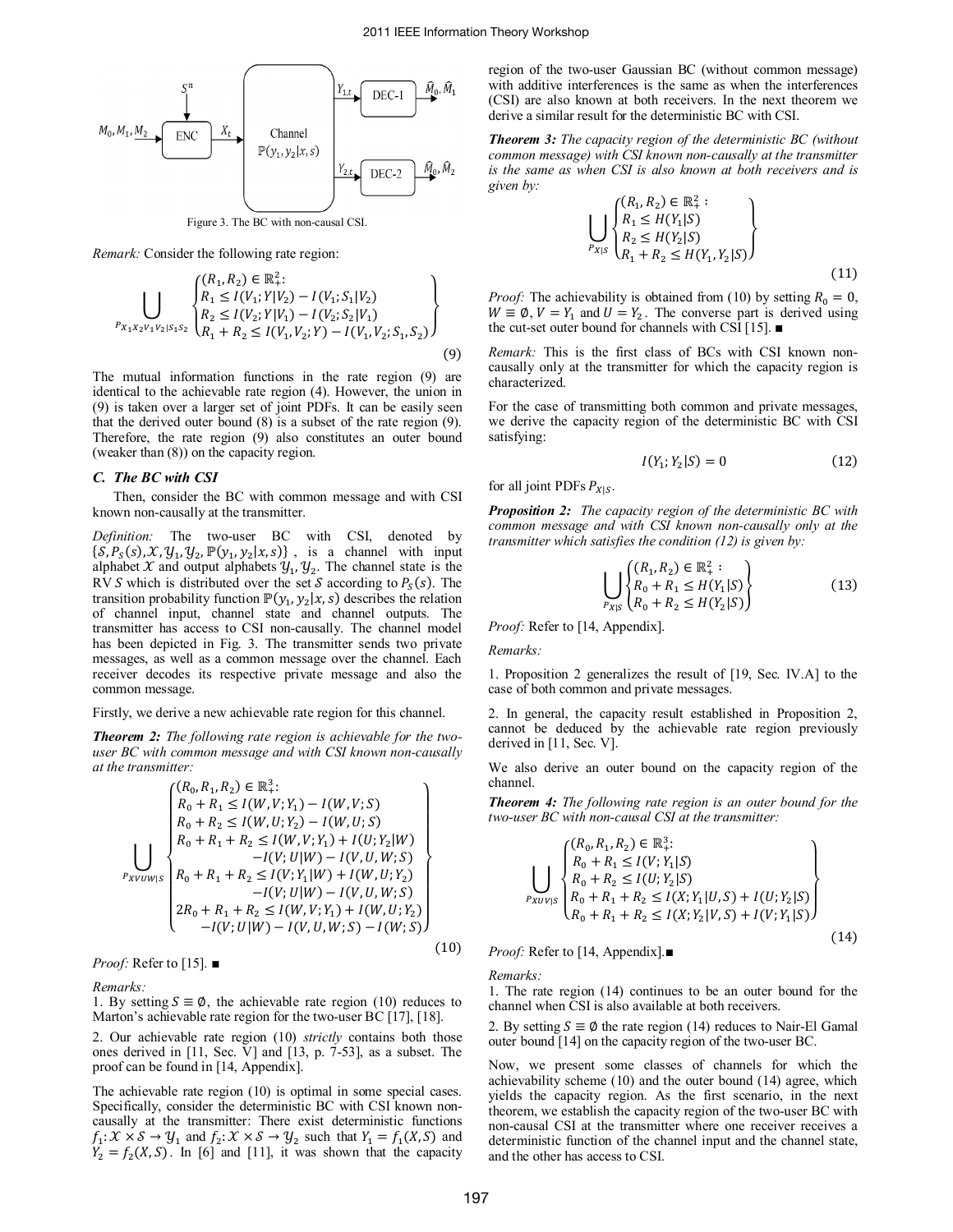Figure 3. The BC with non-causal CSI.

*Remark:* Consider the following rate region:

$$\bigcup_{P_{X_1X_2V_1V_2|S_1S_2}} \left\{ \begin{array}{l} (R_1,R_2)\in\mathbb{R}_+^2: \\ R_1 \leq I(V_1;Y|V_2) - I(V_1;S_1|V_2) \\ R_2 \leq I(V_2;Y|V_1) - I(V_2;S_2|V_1) \\ R_1+R_2 \leq I(V_1,V_2;Y) - I(V_1,V_2;S_1,S_2) \end{array} \right\} \tag{9}$$

The mutual information functions in the rate region (9) are identical to the achievable rate region (4). However, the union in (9) is taken over a larger set of joint PDFs. It can be easily seen that the derived outer bound (8) is a subset of the rate region (9). Therefore, the rate region (9) also constitutes an outer bound (weaker than (8)) on the capacity region.

### C. The BC with CSI

Then, consider the BC with common message and with CSI known non-causally at the transmitter.

*Definition:* The two-user BC with CSI, denoted by $\{\mathcal{S}, P_S(s), \mathcal{X}, \mathcal{Y}_1, \mathcal{Y}_2, \mathbb{P}(y_1,y_2|x,s)\}$, is a channel with input alphabet $\mathcal{X}$ and output alphabets $\mathcal{Y}_1, \mathcal{Y}_2$. The channel state is the RV $S$ which is distributed over the set $\mathcal{S}$ according to $P_S(s)$. The transition probability function $\mathbb{P}(y_1,y_2|x,s)$ describes the relation of channel input, channel state and channel outputs. The transmitter has access to CSI non-causally. The channel model has been depicted in Fig. 3. The transmitter sends two private messages, as well as a common message over the channel. Each receiver decodes its respective private message and also the common message.

Firstly, we derive a new achievable rate region for this channel.

***Theorem 2:*** *The following rate region is achievable for the two-user BC with common message and with CSI known non-causally at the transmitter:*

$$\bigcup_{P_{XVUW|S}} \left\{ \begin{array}{l} (R_0,R_1,R_2)\in\mathbb{R}_+^3: \\ R_0+R_1 \leq I(W,V;Y_1) - I(W,V;S) \\ R_0+R_2 \leq I(W,U;Y_2) - I(W,U;S) \\ R_0+R_1+R_2 \leq I(W,V;Y_1) + I(U;Y_2|W) \\ \qquad -I(V;U|W) - I(V,U,W;S) \\ R_0+R_1+R_2 \leq I(V;Y_1|W) + I(W,U;Y_2) \\ \qquad -I(V;U|W) - I(V,U,W;S) \\ 2R_0+R_1+R_2 \leq I(W,V;Y_1) + I(W,U;Y_2) \\ \qquad -I(V;U|W) - I(V,U,W;S) - I(W;S) \end{array} \right\} \tag{10}$$

*Proof:* Refer to [15]. ■

*Remarks:*

1. By setting $S \equiv \emptyset$, the achievable rate region (10) reduces to Marton's achievable rate region for the two-user BC [17], [18].

2. Our achievable rate region (10) *strictly* contains both those ones derived in [11, Sec. V] and [13, p. 7-53], as a subset. The proof can be found in [14, Appendix].

The achievable rate region (10) is optimal in some special cases. Specifically, consider the deterministic BC with CSI known non-causally at the transmitter: There exist deterministic functions $f_1: \mathcal{X}\times\mathcal{S}\to\mathcal{Y}_1$ and $f_2: \mathcal{X}\times\mathcal{S}\to\mathcal{Y}_2$ such that $Y_1 = f_1(X,S)$ and $Y_2 = f_2(X,S)$. In [6] and [11], it was shown that the capacity region of the two-user Gaussian BC (without common message) with additive interferences is the same as when the interferences (CSI) are also known at both receivers. In the next theorem we derive a similar result for the deterministic BC with CSI.

***Theorem 3:*** *The capacity region of the deterministic BC (without common message) with CSI known non-causally at the transmitter is the same as when CSI is also known at both receivers and is given by:*

$$\bigcup_{P_{X|S}} \left\{ \begin{array}{l} (R_1,R_2)\in\mathbb{R}_+^2: \\ R_1 \leq H(Y_1|S) \\ R_2 \leq H(Y_2|S) \\ R_1+R_2 \leq H(Y_1,Y_2|S) \end{array} \right\} \tag{11}$$

*Proof:* The achievability is obtained from (10) by setting $R_0 = 0$, $W \equiv \emptyset$, $V = Y_1$ and $U = Y_2$. The converse part is derived using the cut-set outer bound for channels with CSI [15]. ■

*Remark:* This is the first class of BCs with CSI known non-causally only at the transmitter for which the capacity region is characterized.

For the case of transmitting both common and private messages, we derive the capacity region of the deterministic BC with CSI satisfying:

$$I(Y_1;Y_2|S) = 0 \tag{12}$$

for all joint PDFs $P_{X|S}$.

***Proposition 2:*** *The capacity region of the deterministic BC with common message and with CSI known non-causally only at the transmitter which satisfies the condition (12) is given by:*

$$\bigcup_{P_{X|S}} \left\{ \begin{array}{l} (R_1,R_2)\in\mathbb{R}_+^2: \\ R_0+R_1 \leq H(Y_1|S) \\ R_0+R_2 \leq H(Y_2|S) \end{array} \right\} \tag{13}$$

*Proof:* Refer to [14, Appendix].

*Remarks:*

1. Proposition 2 generalizes the result of [19, Sec. IV.A] to the case of both common and private messages.

2. In general, the capacity result established in Proposition 2, cannot be deduced by the achievable rate region previously derived in [11, Sec. V].

We also derive an outer bound on the capacity region of the channel.

***Theorem 4:*** *The following rate region is an outer bound for the two-user BC with non-causal CSI at the transmitter:*

$$\bigcup_{P_{XUV|S}} \left\{ \begin{array}{l} (R_0,R_1,R_2)\in\mathbb{R}_+^3: \\ R_0+R_1 \leq I(V;Y_1|S) \\ R_0+R_2 \leq I(U;Y_2|S) \\ R_0+R_1+R_2 \leq I(X;Y_1|U,S) + I(U;Y_2|S) \\ R_0+R_1+R_2 \leq I(X;Y_2|V,S) + I(V;Y_1|S) \end{array} \right\} \tag{14}$$

*Proof:* Refer to [14, Appendix].■

*Remarks:*

1. The rate region (14) continues to be an outer bound for the channel when CSI is also available at both receivers.

2. By setting $S \equiv \emptyset$ the rate region (14) reduces to Nair-El Gamal outer bound [14] on the capacity region of the two-user BC.

Now, we present some classes of channels for which the achievability scheme (10) and the outer bound (14) agree, which yields the capacity region. As the first scenario, in the next theorem, we establish the capacity region of the two-user BC with non-causal CSI at the transmitter where one receiver receives a deterministic function of the channel input and the channel state, and the other has access to CSI.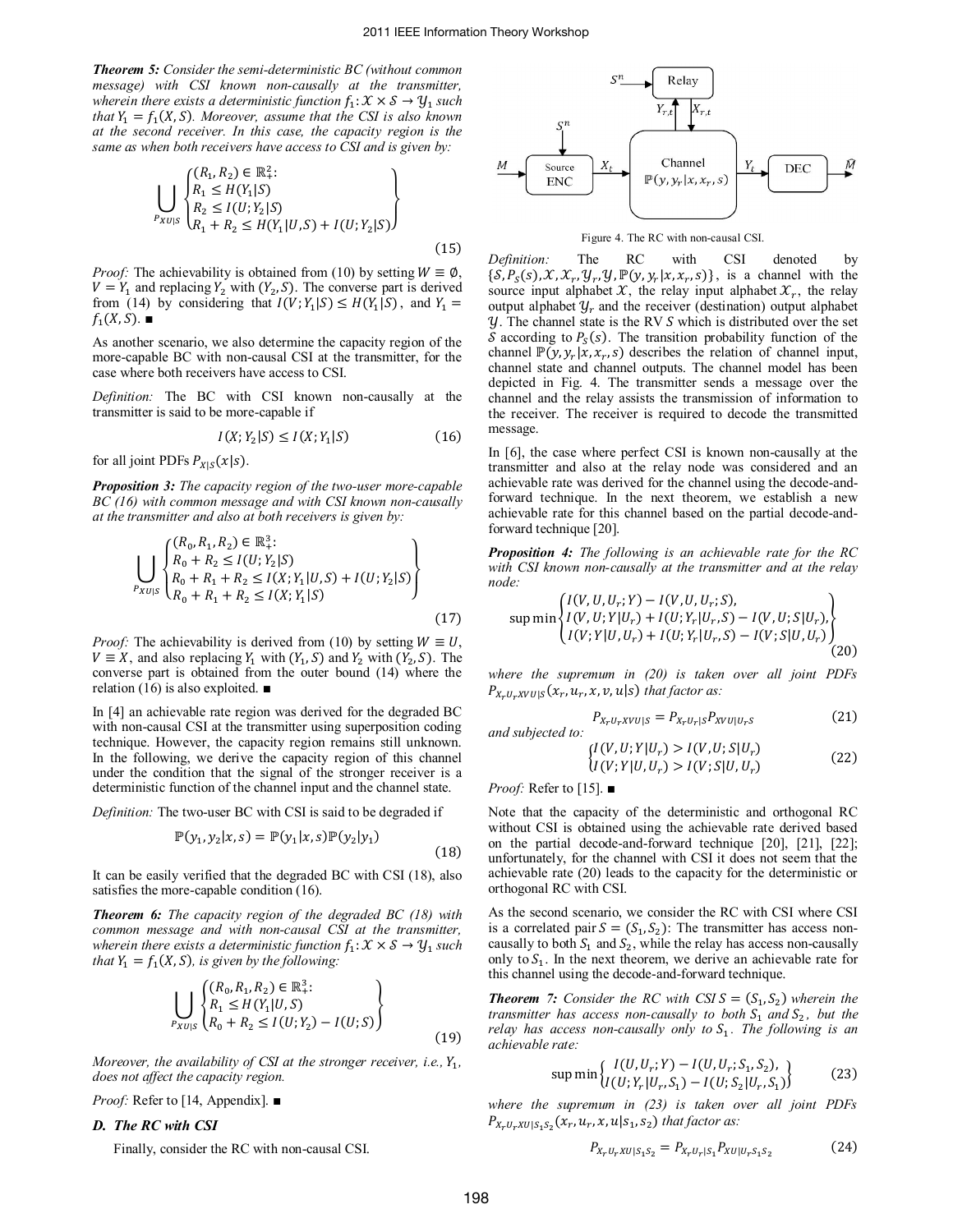***Theorem 5:*** *Consider the semi-deterministic BC (without common message) with CSI known non-causally at the transmitter, wherein there exists a deterministic function $f_1: \mathcal{X} \times \mathcal{S} \to \mathcal{Y}_1$ such that $Y_1 = f_1(X, S)$. Moreover, assume that the CSI is also known at the second receiver. In this case, the capacity region is the same as when both receivers have access to CSI and is given by:*

$$\bigcup_{P_{XU|S}} \left\{ \begin{array}{l} (R_1, R_2) \in \mathbb{R}_+^2: \\ R_1 \leq H(Y_1|S) \\ R_2 \leq I(U; Y_2|S) \\ R_1 + R_2 \leq H(Y_1|U, S) + I(U; Y_2|S) \end{array} \right\} \tag{15}$$

*Proof:* The achievability is obtained from (10) by setting $W \equiv \emptyset$, $V = Y_1$ and replacing $Y_2$ with $(Y_2, S)$. The converse part is derived from (14) by considering that $I(V; Y_1|S) \leq H(Y_1|S)$, and $Y_1 = f_1(X, S)$. ■

As another scenario, we also determine the capacity region of the more-capable BC with non-causal CSI at the transmitter, for the case where both receivers have access to CSI.

*Definition:* The BC with CSI known non-causally at the transmitter is said to be more-capable if

$$I(X; Y_2|S) \leq I(X; Y_1|S) \tag{16}$$

for all joint PDFs $P_{X|S}(x|s)$.

***Proposition 3:*** *The capacity region of the two-user more-capable BC (16) with common message and with CSI known non-causally at the transmitter and also at both receivers is given by:*

$$\bigcup_{P_{XU|S}} \left\{ \begin{array}{l} (R_0, R_1, R_2) \in \mathbb{R}_+^3: \\ R_0 + R_2 \leq I(U; Y_2|S) \\ R_0 + R_1 + R_2 \leq I(X; Y_1|U, S) + I(U; Y_2|S) \\ R_0 + R_1 + R_2 \leq I(X; Y_1|S) \end{array} \right\} \tag{17}$$

*Proof:* The achievability is derived from (10) by setting $W \equiv U$, $V \equiv X$, and also replacing $Y_1$ with $(Y_1, S)$ and $Y_2$ with $(Y_2, S)$. The converse part is obtained from the outer bound (14) where the relation (16) is also exploited. ■

In [4] an achievable rate region was derived for the degraded BC with non-causal CSI at the transmitter using superposition coding technique. However, the capacity region remains still unknown. In the following, we derive the capacity region of this channel under the condition that the signal of the stronger receiver is a deterministic function of the channel input and the channel state.

*Definition:* The two-user BC with CSI is said to be degraded if

$$\mathbb{P}(y_1, y_2|x, s) = \mathbb{P}(y_1|x, s)\mathbb{P}(y_2|y_1) \tag{18}$$

It can be easily verified that the degraded BC with CSI (18), also satisfies the more-capable condition (16).

***Theorem 6:*** *The capacity region of the degraded BC (18) with common message and with non-causal CSI at the transmitter, wherein there exists a deterministic function $f_1: \mathcal{X} \times \mathcal{S} \to \mathcal{Y}_1$ such that $Y_1 = f_1(X, S)$, is given by the following:*

$$\bigcup_{P_{XU|S}} \left\{ \begin{array}{l} (R_0, R_1, R_2) \in \mathbb{R}_+^3: \\ R_1 \leq H(Y_1|U, S) \\ R_0 + R_2 \leq I(U; Y_2) - I(U; S) \end{array} \right\} \tag{19}$$

*Moreover, the availability of CSI at the stronger receiver, i.e., $Y_1$, does not affect the capacity region.*

*Proof:* Refer to [14, Appendix]. ■

### *D. The RC with CSI*

Finally, consider the RC with non-causal CSI.

Figure 4. The RC with non-causal CSI.

*Definition:* The RC with CSI denoted by $\{\mathcal{S}, P_S(s), \mathcal{X}, \mathcal{X}_r, \mathcal{Y}_r, \mathcal{Y}, \mathbb{P}(y, y_r|x, x_r, s)\}$, is a channel with the source input alphabet $\mathcal{X}$, the relay input alphabet $\mathcal{X}_r$, the relay output alphabet $\mathcal{Y}_r$ and the receiver (destination) output alphabet $\mathcal{Y}$. The channel state is the RV $S$ which is distributed over the set $\mathcal{S}$ according to $P_S(s)$. The transition probability function of the channel $\mathbb{P}(y, y_r|x, x_r, s)$ describes the relation of channel input, channel state and channel outputs. The channel model has been depicted in Fig. 4. The transmitter sends a message over the channel and the relay assists the transmission of information to the receiver. The receiver is required to decode the transmitted message.

In [6], the case where perfect CSI is known non-causally at the transmitter and also at the relay node was considered and an achievable rate was derived for the channel using the decode-and-forward technique. In the next theorem, we establish a new achievable rate for this channel based on the partial decode-and-forward technique [20].

***Proposition 4:*** *The following is an achievable rate for the RC with CSI known non-causally at the transmitter and at the relay node:*

$$\sup \min \left\{ \begin{array}{l} I(V, U, U_r; Y) - I(V, U, U_r; S), \\ I(V, U; Y|U_r) + I(U; Y_r|U_r, S) - I(V, U; S|U_r), \\ I(V; Y|U, U_r) + I(U; Y_r|U_r, S) - I(V; S|U, U_r) \end{array} \right\} \tag{20}$$

*where the supremum in (20) is taken over all joint PDFs $P_{X_r U_r X V U|S}(x_r, u_r, x, v, u|s)$ that factor as:*

$$P_{X_r U_r X V U|S} = P_{X_r U_r|S} P_{X V U|U_r S} \tag{21}$$

*and subjected to:*

$$\begin{cases} I(V, U; Y|U_r) > I(V, U; S|U_r) \\ I(V; Y|U, U_r) > I(V; S|U, U_r) \end{cases} \tag{22}$$

*Proof:* Refer to [15]. ■

Note that the capacity of the deterministic and orthogonal RC without CSI is obtained using the achievable rate derived based on the partial decode-and-forward technique [20], [21], [22]; unfortunately, for the channel with CSI it does not seem that the achievable rate (20) leads to the capacity for the deterministic or orthogonal RC with CSI.

As the second scenario, we consider the RC with CSI where CSI is a correlated pair $S = (S_1, S_2)$: The transmitter has access non-causally to both $S_1$ and $S_2$, while the relay has access non-causally only to $S_1$. In the next theorem, we derive an achievable rate for this channel using the decode-and-forward technique.

***Theorem 7:*** *Consider the RC with CSI $S = (S_1, S_2)$ wherein the transmitter has access non-causally to both $S_1$ and $S_2$, but the relay has access non-causally only to $S_1$. The following is an achievable rate:*

$$\sup \min \left\{ \begin{array}{l} I(U, U_r; Y) - I(U, U_r; S_1, S_2), \\ I(U; Y_r|U_r, S_1) - I(U; S_2|U_r, S_1) \end{array} \right\} \tag{23}$$

*where the supremum in (23) is taken over all joint PDFs $P_{X_r U_r X U|S_1 S_2}(x_r, u_r, x, u|s_1, s_2)$ that factor as:*

$$P_{X_r U_r X U|S_1 S_2} = P_{X_r U_r|S_1} P_{X U|U_r S_1 S_2} \tag{24}$$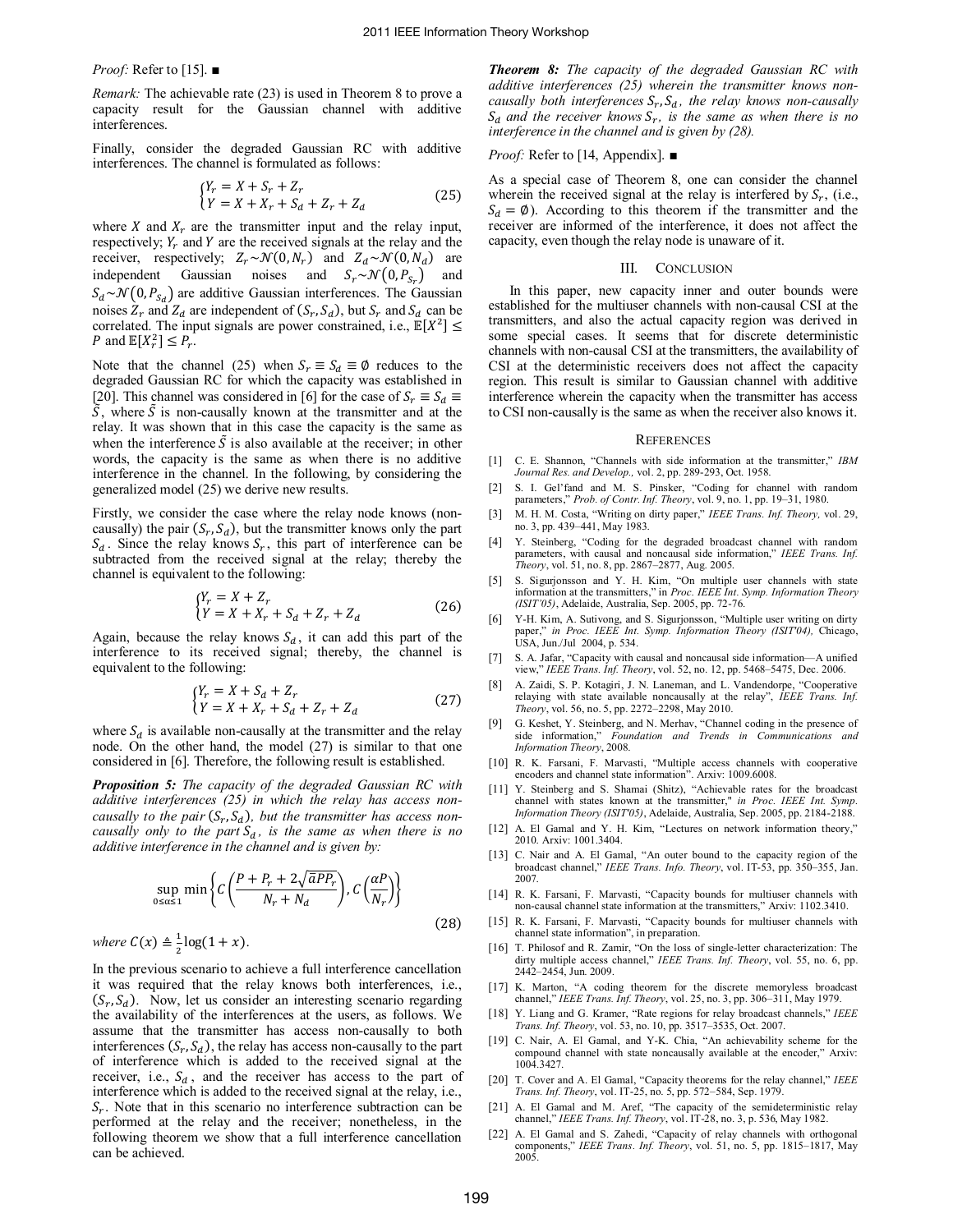*Proof:* Refer to [15]. ■

*Remark:* The achievable rate (23) is used in Theorem 8 to prove a capacity result for the Gaussian channel with additive interferences.

Finally, consider the degraded Gaussian RC with additive interferences. The channel is formulated as follows:

$$\begin{cases} Y_r = X + S_r + Z_r \\ Y = X + X_r + S_d + Z_r + Z_d \end{cases} \quad (25)$$

where $X$ and $X_r$ are the transmitter input and the relay input, respectively; $Y_r$ and $Y$ are the received signals at the relay and the receiver, respectively; $Z_r \sim \mathcal{N}(0, N_r)$ and $Z_d \sim \mathcal{N}(0, N_d)$ are independent Gaussian noises and $S_r \sim \mathcal{N}(0, P_{S_r})$ and $S_d \sim \mathcal{N}(0, P_{S_d})$ are additive Gaussian interferences. The Gaussian noises $Z_r$ and $Z_d$ are independent of $(S_r, S_d)$, but $S_r$ and $S_d$ can be correlated. The input signals are power constrained, i.e., $\mathbb{E}[X^2] \leq P$ and $\mathbb{E}[X_r^2] \leq P_r$.

Note that the channel (25) when $S_r \equiv S_d \equiv \emptyset$ reduces to the degraded Gaussian RC for which the capacity was established in [20]. This channel was considered in [6] for the case of $S_r \equiv S_d \equiv \tilde{S}$, where $\tilde{S}$ is non-causally known at the transmitter and at the relay. It was shown that in this case the capacity is the same as when the interference $\tilde{S}$ is also available at the receiver; in other words, the capacity is the same as when there is no additive interference in the channel. In the following, by considering the generalized model (25) we derive new results.

Firstly, we consider the case where the relay node knows (non-causally) the pair $(S_r, S_d)$, but the transmitter knows only the part $S_d$. Since the relay knows $S_r$, this part of interference can be subtracted from the received signal at the relay; thereby the channel is equivalent to the following:

$$\begin{cases} Y_r = X + Z_r \\ Y = X + X_r + S_d + Z_r + Z_d \end{cases} \quad (26)$$

Again, because the relay knows $S_d$, it can add this part of the interference to its received signal; thereby, the channel is equivalent to the following:

$$\begin{cases} Y_r = X + S_d + Z_r \\ Y = X + X_r + S_d + Z_r + Z_d \end{cases} \quad (27)$$

where $S_d$ is available non-causally at the transmitter and the relay node. On the other hand, the model (27) is similar to that one considered in [6]. Therefore, the following result is established.

***Proposition 5:*** *The capacity of the degraded Gaussian RC with additive interferences (25) in which the relay has access non-causally to the pair $(S_r, S_d)$, but the transmitter has access non-causally only to the part $S_d$, is the same as when there is no additive interference in the channel and is given by:*

$$\sup_{0 \leq \alpha \leq 1} \min \left\{ C\left( \frac{P + P_r + 2\sqrt{\bar{\alpha} P P_r}}{N_r + N_d} \right), C\left( \frac{\alpha P}{N_r} \right) \right\} \quad (28)$$

*where* $C(x) \triangleq \frac{1}{2}\log(1+x)$.

In the previous scenario to achieve a full interference cancellation it was required that the relay knows both interferences, i.e., $(S_r, S_d)$. Now, let us consider an interesting scenario regarding the availability of the interferences at the users, as follows. We assume that the transmitter has access non-causally to both interferences $(S_r, S_d)$, the relay has access non-causally to the part of interference which is added to the received signal at the receiver, i.e., $S_d$, and the receiver has access to the part of interference which is added to the received signal at the relay, i.e., $S_r$. Note that in this scenario no interference subtraction can be performed at the relay and the receiver; nonetheless, in the following theorem we show that a full interference cancellation can be achieved.

***Theorem 8:*** *The capacity of the degraded Gaussian RC with additive interferences (25) wherein the transmitter knows non-causally both interferences $S_r, S_d$, the relay knows non-causally $S_d$ and the receiver knows $S_r$, is the same as when there is no interference in the channel and is given by (28).*

*Proof:* Refer to [14, Appendix]. ■

As a special case of Theorem 8, one can consider the channel wherein the received signal at the relay is interfered by $S_r$, (i.e., $S_d = \emptyset$). According to this theorem if the transmitter and the receiver are informed of the interference, it does not affect the capacity, even though the relay node is unaware of it.

## III. Conclusion

In this paper, new capacity inner and outer bounds were established for the multiuser channels with non-causal CSI at the transmitters, and also the actual capacity region was derived in some special cases. It seems that for discrete deterministic channels with non-causal CSI at the transmitters, the availability of CSI at the deterministic receivers does not affect the capacity region. This result is similar to Gaussian channel with additive interference wherein the capacity when the transmitter has access to CSI non-causally is the same as when the receiver also knows it.

## References

[1] C. E. Shannon, "Channels with side information at the transmitter," *IBM Journal Res. and Develop.,* vol. 2, pp. 289-293, Oct. 1958.

[2] S. I. Gel'fand and M. S. Pinsker, "Coding for channel with random parameters," *Prob. of Contr. Inf. Theory*, vol. 9, no. 1, pp. 19–31, 1980.

[3] M. H. M. Costa, "Writing on dirty paper," *IEEE Trans. Inf. Theory,* vol. 29, no. 3, pp. 439–441, May 1983.

[4] Y. Steinberg, "Coding for the degraded broadcast channel with random parameters, with causal and noncausal side information," *IEEE Trans. Inf. Theory*, vol. 51, no. 8, pp. 2867–2877, Aug. 2005.

[5] S. Sigurjonsson and Y. H. Kim, "On multiple user channels with state information at the transmitters," in *Proc. IEEE Int. Symp. Information Theory (ISIT'05)*, Adelaide, Australia, Sep. 2005, pp. 72-76.

[6] Y-H. Kim, A. Sutivong, and S. Sigurjonsson, "Multiple user writing on dirty paper," *in Proc. IEEE Int. Symp. Information Theory (ISIT'04),* Chicago, USA, Jun./Jul 2004, p. 534.

[7] S. A. Jafar, "Capacity with causal and noncausal side information—A unified view," *IEEE Trans. Inf. Theory*, vol. 52, no. 12, pp. 5468–5475, Dec. 2006.

[8] A. Zaidi, S. P. Kotagiri, J. N. Laneman, and L. Vandendorpe, "Cooperative relaying with state available noncausally at the relay", *IEEE Trans. Inf. Theory*, vol. 56, no. 5, pp. 2272–2298, May 2010.

[9] G. Keshet, Y. Steinberg, and N. Merhav, "Channel coding in the presence of side information," *Foundation and Trends in Communications and Information Theory*, 2008.

[10] R. K. Farsani, F. Marvasti, "Multiple access channels with cooperative encoders and channel state information". Arxiv: 1009.6008.

[11] Y. Steinberg and S. Shamai (Shitz), "Achievable rates for the broadcast channel with states known at the transmitter," *in Proc. IEEE Int. Symp. Information Theory (ISIT'05)*, Adelaide, Australia, Sep. 2005, pp. 2184-2188.

[12] A. El Gamal and Y. H. Kim, "Lectures on network information theory," 2010. Arxiv: 1001.3404.

[13] C. Nair and A. El Gamal, "An outer bound to the capacity region of the broadcast channel," *IEEE Trans. Info. Theory*, vol. IT-53, pp. 350–355, Jan. 2007.

[14] R. K. Farsani, F. Marvasti, "Capacity bounds for multiuser channels with non-causal channel state information at the transmitters," Arxiv: 1102.3410.

[15] R. K. Farsani, F. Marvasti, "Capacity bounds for multiuser channels with channel state information", in preparation.

[16] T. Philosof and R. Zamir, "On the loss of single-letter characterization: The dirty multiple access channel," *IEEE Trans. Inf. Theory*, vol. 55, no. 6, pp. 2442–2454, Jun. 2009.

[17] K. Marton, "A coding theorem for the discrete memoryless broadcast channel," *IEEE Trans. Inf. Theory*, vol. 25, no. 3, pp. 306–311, May 1979.

[18] Y. Liang and G. Kramer, "Rate regions for relay broadcast channels," *IEEE Trans. Inf. Theory*, vol. 53, no. 10, pp. 3517–3535, Oct. 2007.

[19] C. Nair, A. El Gamal, and Y-K. Chia, "An achievability scheme for the compound channel with state noncausally available at the encoder," Arxiv: 1004.3427.

[20] T. Cover and A. El Gamal, "Capacity theorems for the relay channel," *IEEE Trans. Inf. Theory*, vol. IT-25, no. 5, pp. 572–584, Sep. 1979.

[21] A. El Gamal and M. Aref, "The capacity of the semideterministic relay channel," *IEEE Trans. Inf. Theory*, vol. IT-28, no. 3, p. 536, May 1982.

[22] A. El Gamal and S. Zahedi, "Capacity of relay channels with orthogonal components," *IEEE Trans. Inf. Theory*, vol. 51, no. 5, pp. 1815–1817, May 2005.